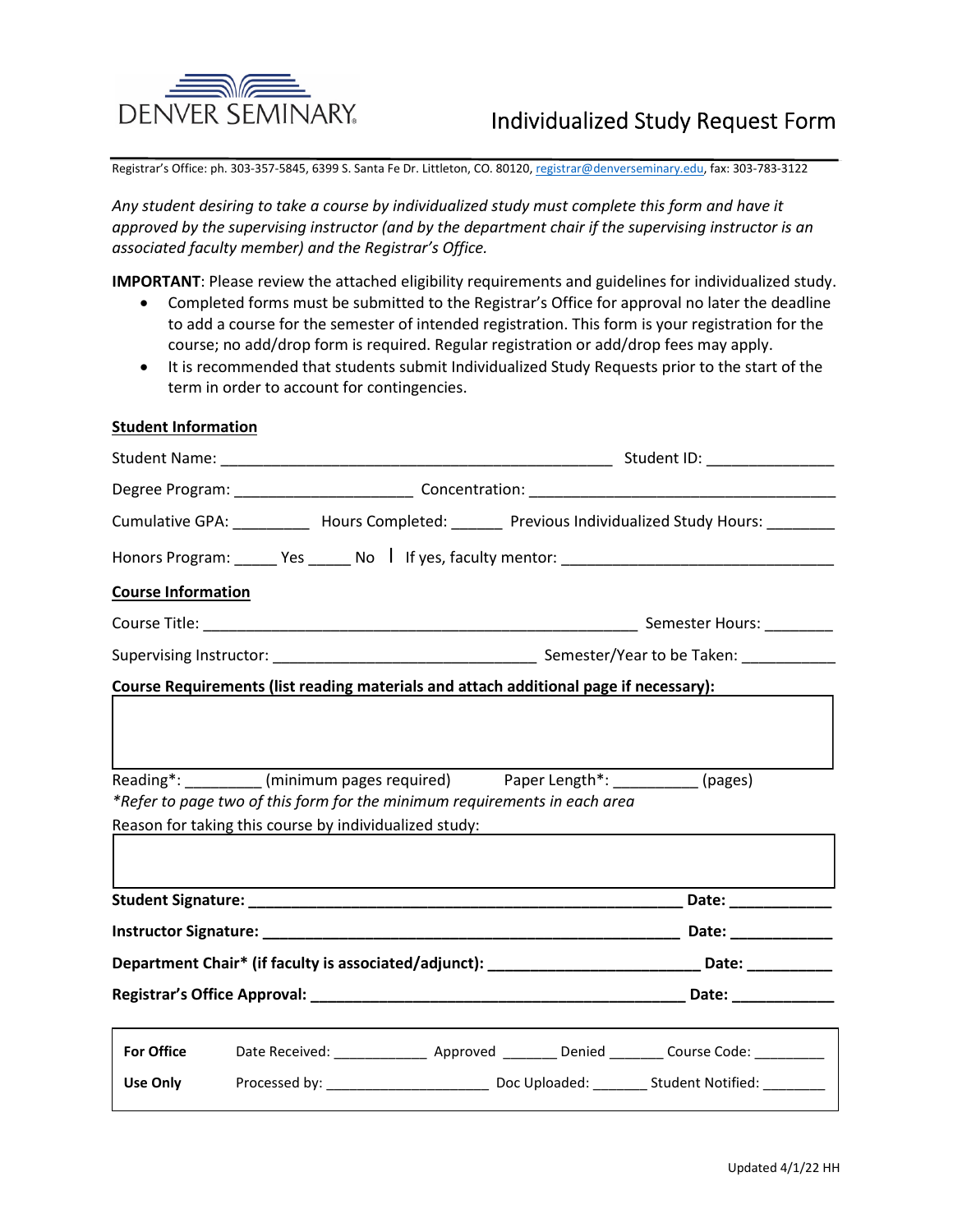DENVER SEMINARY

# Individualized Study Request Form

Registrar's Office: ph. 303-357-5845, 6399 S. Santa Fe Dr. Littleton, CO. 80120, registrar@denverseminary.edu, fax: 303-783-3122

*Any student desiring to take a course by individualized study must complete this form and have it approved by the supervising instructor (and by the department chair if the supervising instructor is an associated faculty member) and the Registrar's Office.*

**IMPORTANT**: Please review the attached eligibility requirements and guidelines for individualized study.

- Completed forms must be submitted to the Registrar's Office for approval no later the deadline to add a course for the semester of intended registration. This form is your registration for the course; no add/drop form is required. Regular registration or add/drop fees may apply.
- It is recommended that students submit Individualized Study Requests prior to the start of the term in order to account for contingencies.

**Student Information**

Student Name: ______________________________________________ Student ID: _______________

Degree Program: _____________________ Concentration: ____________________________________

Cumulative GPA: _________ Hours Completed: ______ Previous Individualized Study Hours: ________

Honors Program: _____ Yes _____ No | If yes, faculty mentor: _______________________________

**Course Information**

Course Title: ___________________________________________________ Semester Hours: ________

Supervising Instructor: _____________________________ Semester/Year to be Taken: ___________

**Course Requirements (list reading materials and attach additional page if necessary):**

Reading*: _________ (minimum pages required) Paper Length*: __________ (pages)

*\*Refer to page two of this form for the minimum requirements in each area*

Reason for taking this course by individualized study:

**Student Signature: ________________________________________________ Date: ____________**

**Instructor Signature: _______________________________________________ Date: ____________**

**Department Chair\* (if faculty is associated/adjunct): ________________________ Date: __________**

**Registrar's Office Approval: __________________________________________ Date: ____________**

| **For Office Use Only** | Date Received: ____________ Approved _______ Denied _______ Course Code: _________ |
|---|---|
| | Processed by: ____________________ Doc Uploaded: _______ Student Notified: ________ |

Updated 4/1/22 HH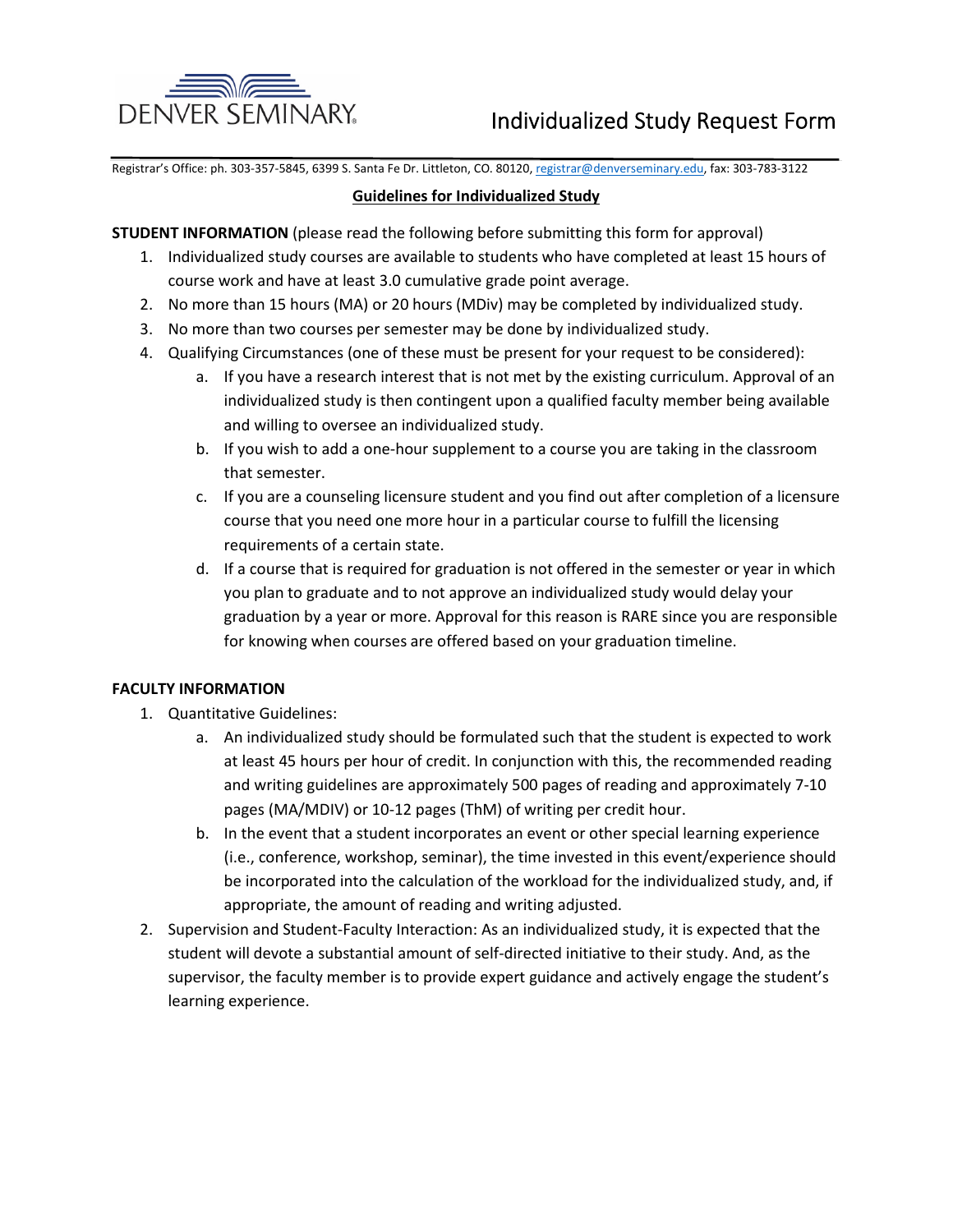DENVER SEMINARY

# Individualized Study Request Form

Registrar's Office: ph. 303-357-5845, 6399 S. Santa Fe Dr. Littleton, CO. 80120, registrar@denverseminary.edu, fax: 303-783-3122

## Guidelines for Individualized Study

**STUDENT INFORMATION** (please read the following before submitting this form for approval)

1. Individualized study courses are available to students who have completed at least 15 hours of course work and have at least 3.0 cumulative grade point average.
2. No more than 15 hours (MA) or 20 hours (MDiv) may be completed by individualized study.
3. No more than two courses per semester may be done by individualized study.
4. Qualifying Circumstances (one of these must be present for your request to be considered):
   a. If you have a research interest that is not met by the existing curriculum. Approval of an individualized study is then contingent upon a qualified faculty member being available and willing to oversee an individualized study.
   b. If you wish to add a one-hour supplement to a course you are taking in the classroom that semester.
   c. If you are a counseling licensure student and you find out after completion of a licensure course that you need one more hour in a particular course to fulfill the licensing requirements of a certain state.
   d. If a course that is required for graduation is not offered in the semester or year in which you plan to graduate and to not approve an individualized study would delay your graduation by a year or more. Approval for this reason is RARE since you are responsible for knowing when courses are offered based on your graduation timeline.

**FACULTY INFORMATION**

1. Quantitative Guidelines:
   a. An individualized study should be formulated such that the student is expected to work at least 45 hours per hour of credit. In conjunction with this, the recommended reading and writing guidelines are approximately 500 pages of reading and approximately 7-10 pages (MA/MDIV) or 10-12 pages (ThM) of writing per credit hour.
   b. In the event that a student incorporates an event or other special learning experience (i.e., conference, workshop, seminar), the time invested in this event/experience should be incorporated into the calculation of the workload for the individualized study, and, if appropriate, the amount of reading and writing adjusted.
2. Supervision and Student-Faculty Interaction: As an individualized study, it is expected that the student will devote a substantial amount of self-directed initiative to their study. And, as the supervisor, the faculty member is to provide expert guidance and actively engage the student's learning experience.